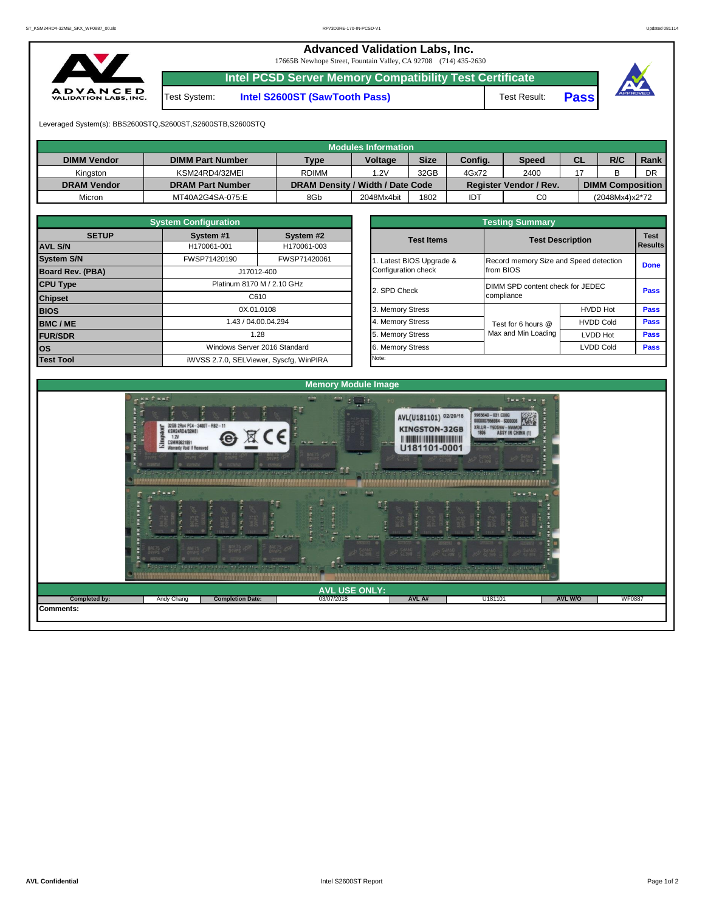# Advanced Validation Labs, Inc.

17665B Newhope Street, Fountain Valley, CA 92708 (714) 435-2630

## Intel PCSD Server Memory Compatibility Test Certificate

Test System: **Intel S2600ST (SawTooth Pass)** Test Result: **Pass**

Leveraged System(s): BBS2600STQ,S2600ST,S2600STB,S2600STQ

| Modules Information | | | | | | | | | |
|---|---|---|---|---|---|---|---|---|---|
| **DIMM Vendor** | **DIMM Part Number** | **Type** | **Voltage** | **Size** | **Config.** | **Speed** | **CL** | **R/C** | **Rank** |
| Kingston | KSM24RD4/32MEI | RDIMM | 1.2V | 32GB | 4Gx72 | 2400 | 17 | B | DR |
| **DRAM Vendor** | **DRAM Part Number** | **DRAM Density / Width / Date Code** | | | **Register Vendor / Rev.** | | **DIMM Composition** | | |
| Micron | MT40A2G4SA-075:E | 8Gb | 2048Mx4bit | 1802 | IDT | C0 | (2048Mx4)x2*72 | | |

| System Configuration | | |
|---|---|---|
| **SETUP** | **System #1** | **System #2** |
| **AVL S/N** | H170061-001 | H170061-003 |
| **System S/N** | FWSP71420190 | FWSP71420061 |
| **Board Rev. (PBA)** | J17012-400 | |
| **CPU Type** | Platinum 8170 M / 2.10 GHz | |
| **Chipset** | C610 | |
| **BIOS** | 0X.01.0108 | |
| **BMC / ME** | 1.43 / 04.00.04.294 | |
| **FUR/SDR** | 1.28 | |
| **OS** | Windows Server 2016 Standard | |
| **Test Tool** | iWVSS 2.7.0, SELViewer, Syscfg, WinPIRA | |

| Testing Summary | | | |
|---|---|---|---|
| **Test Items** | **Test Description** | | **Test Results** |
| 1. Latest BIOS Upgrade & Configuration check | Record memory Size and Speed detection from BIOS | | **Done** |
| 2. SPD Check | DIMM SPD content check for JEDEC compliance | | **Pass** |
| 3. Memory Stress | Test for 6 hours @ Max and Min Loading | HVDD Hot | **Pass** |
| 4. Memory Stress | | HVDD Cold | **Pass** |
| 5. Memory Stress | | LVDD Hot | **Pass** |
| 6. Memory Stress | | LVDD Cold | **Pass** |
| Note: | | | |

## Memory Module Image

| AVL USE ONLY: | | | | | | | |
|---|---|---|---|---|---|---|---|
| **Completed by:** | Andy Chang | **Completion Date:** | 03/07/2018 | **AVL A#** | U181101 | **AVL W/O** | WF0887 |

**Comments:**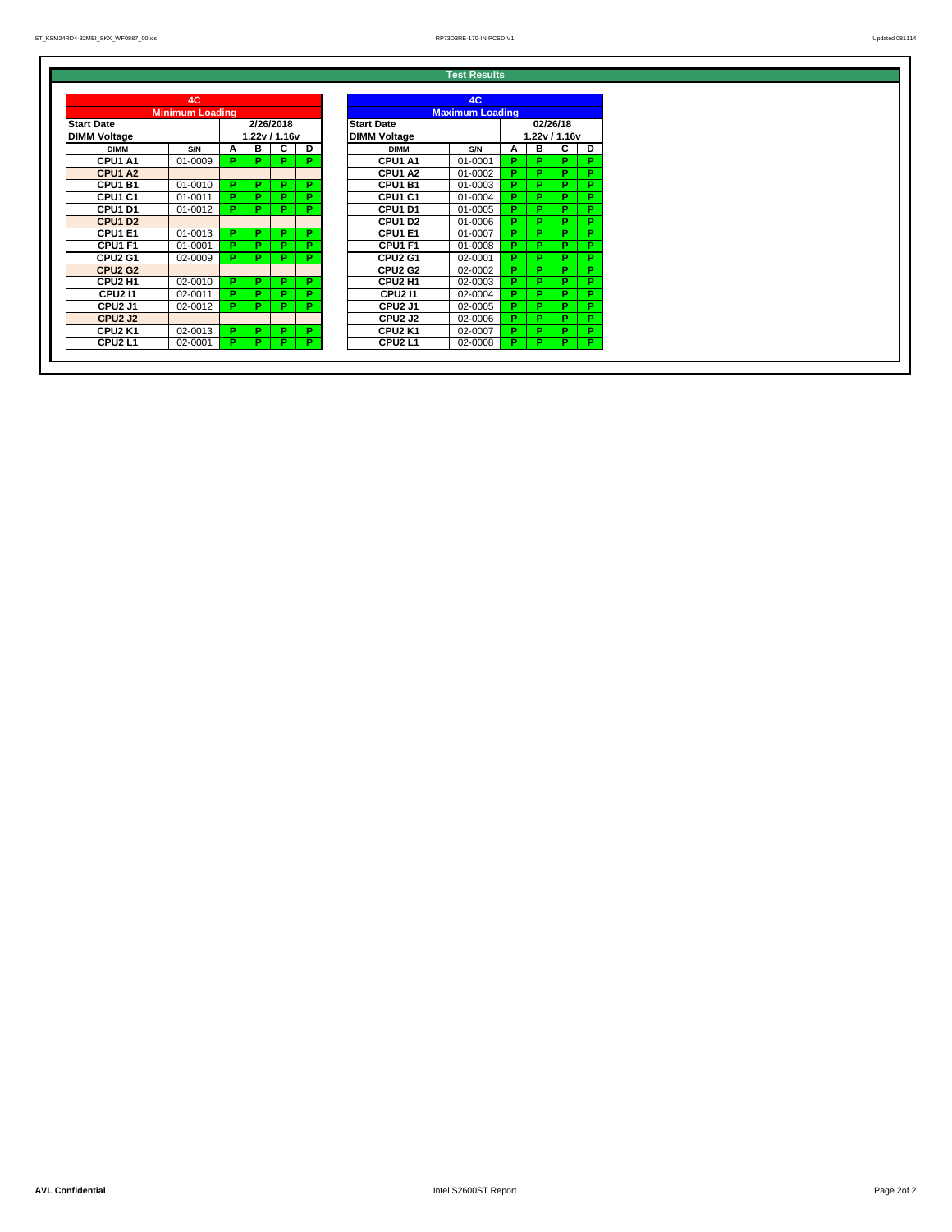## Test Results

| 4C Minimum Loading | | | | | |
|---|---|---|---|---|---|
| **Start Date** | | 2/26/2018 | | | |
| **DIMM Voltage** | | 1.22v / 1.16v | | | |
| **DIMM** | **S/N** | **A** | **B** | **C** | **D** |
| **CPU1 A1** | 01-0009 | P | P | P | P |
| **CPU1 A2** | | | | | |
| **CPU1 B1** | 01-0010 | P | P | P | P |
| **CPU1 C1** | 01-0011 | P | P | P | P |
| **CPU1 D1** | 01-0012 | P | P | P | P |
| **CPU1 D2** | | | | | |
| **CPU1 E1** | 01-0013 | P | P | P | P |
| **CPU1 F1** | 01-0001 | P | P | P | P |
| **CPU2 G1** | 02-0009 | P | P | P | P |
| **CPU2 G2** | | | | | |
| **CPU2 H1** | 02-0010 | P | P | P | P |
| **CPU2 I1** | 02-0011 | P | P | P | P |
| **CPU2 J1** | 02-0012 | P | P | P | P |
| **CPU2 J2** | | | | | |
| **CPU2 K1** | 02-0013 | P | P | P | P |
| **CPU2 L1** | 02-0001 | P | P | P | P |

| 4C Maximum Loading | | | | | |
|---|---|---|---|---|---|
| **Start Date** | | 02/26/18 | | | |
| **DIMM Voltage** | | 1.22v / 1.16v | | | |
| **DIMM** | **S/N** | **A** | **B** | **C** | **D** |
| **CPU1 A1** | 01-0001 | P | P | P | P |
| **CPU1 A2** | 01-0002 | P | P | P | P |
| **CPU1 B1** | 01-0003 | P | P | P | P |
| **CPU1 C1** | 01-0004 | P | P | P | P |
| **CPU1 D1** | 01-0005 | P | P | P | P |
| **CPU1 D2** | 01-0006 | P | P | P | P |
| **CPU1 E1** | 01-0007 | P | P | P | P |
| **CPU1 F1** | 01-0008 | P | P | P | P |
| **CPU2 G1** | 02-0001 | P | P | P | P |
| **CPU2 G2** | 02-0002 | P | P | P | P |
| **CPU2 H1** | 02-0003 | P | P | P | P |
| **CPU2 I1** | 02-0004 | P | P | P | P |
| **CPU2 J1** | 02-0005 | P | P | P | P |
| **CPU2 J2** | 02-0006 | P | P | P | P |
| **CPU2 K1** | 02-0007 | P | P | P | P |
| **CPU2 L1** | 02-0008 | P | P | P | P |